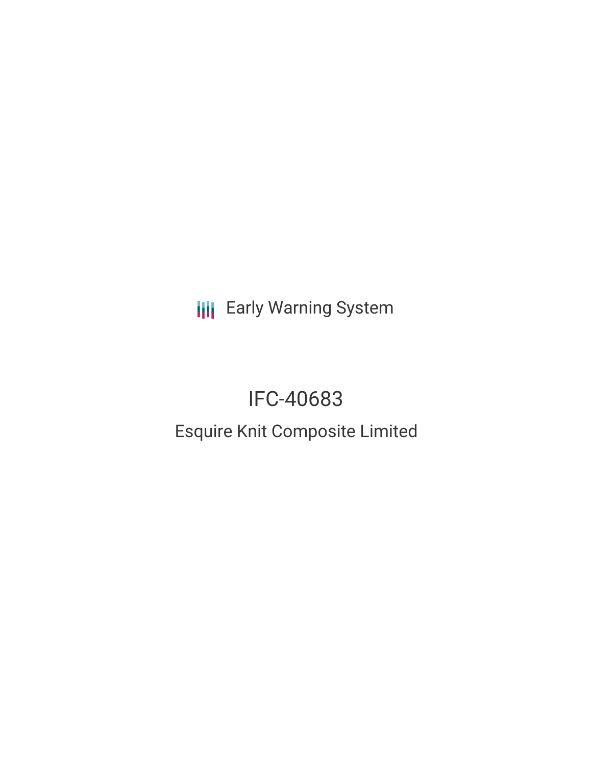Early Warning System

# IFC-40683

## Esquire Knit Composite Limited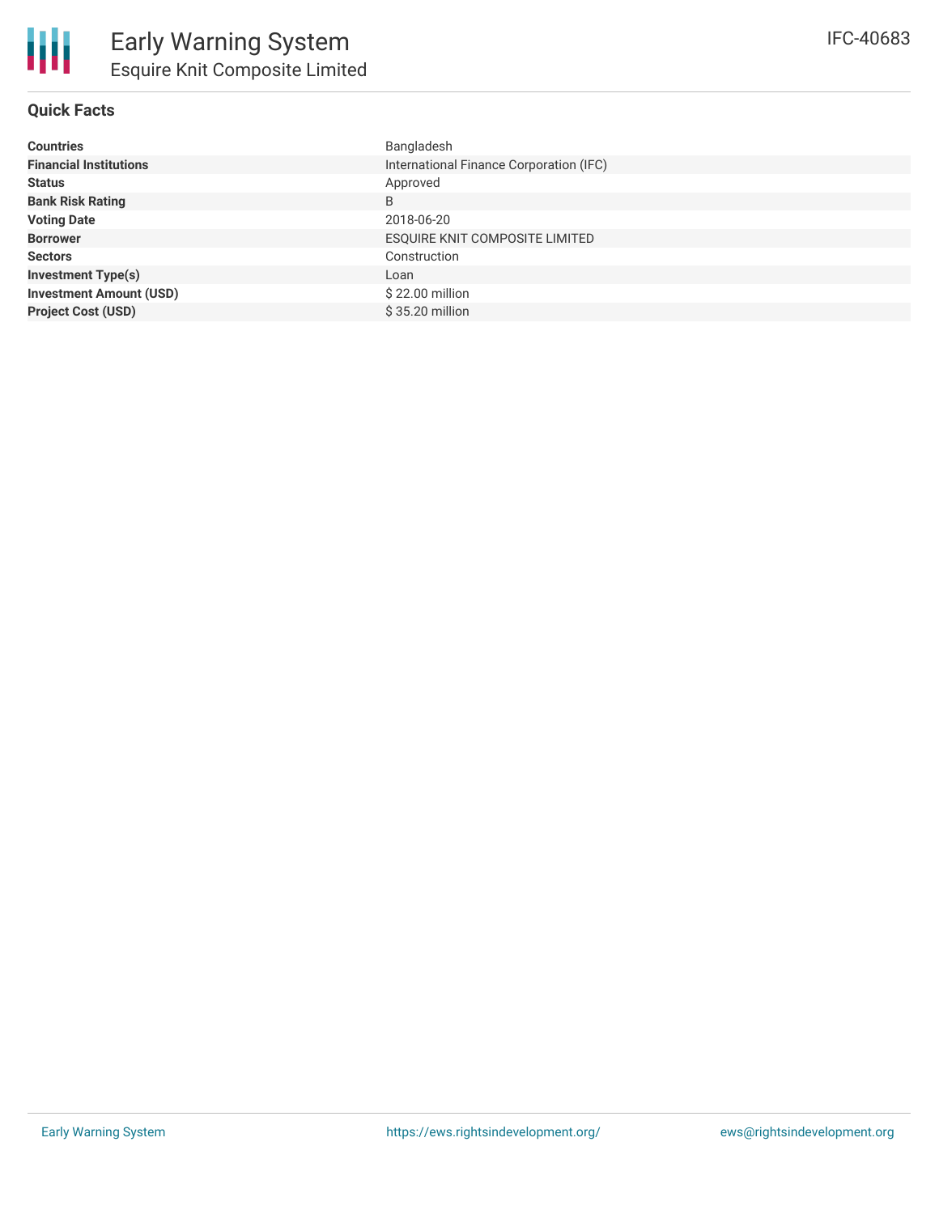# Early Warning System

## Esquire Knit Composite Limited

IFC-40683

### Quick Facts

| | |
|---|---|
| **Countries** | Bangladesh |
| **Financial Institutions** | International Finance Corporation (IFC) |
| **Status** | Approved |
| **Bank Risk Rating** | B |
| **Voting Date** | 2018-06-20 |
| **Borrower** | ESQUIRE KNIT COMPOSITE LIMITED |
| **Sectors** | Construction |
| **Investment Type(s)** | Loan |
| **Investment Amount (USD)** | $ 22.00 million |
| **Project Cost (USD)** | $ 35.20 million |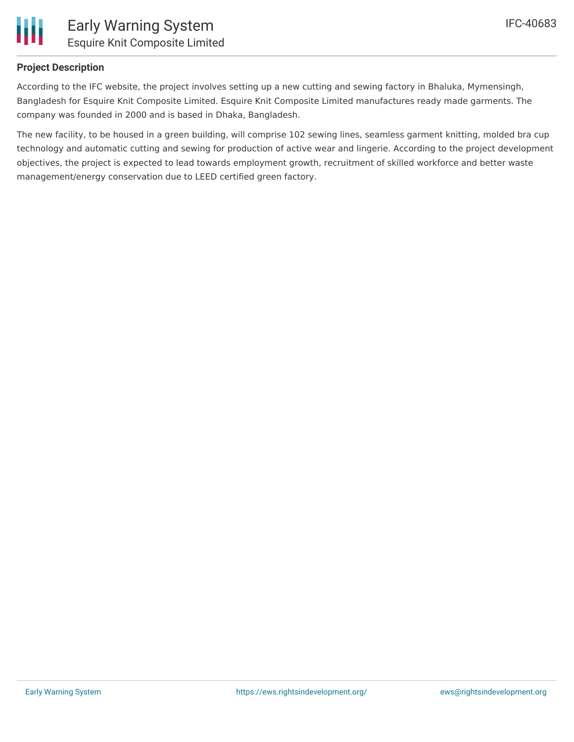## Project Description

According to the IFC website, the project involves setting up a new cutting and sewing factory in Bhaluka, Mymensingh, Bangladesh for Esquire Knit Composite Limited. Esquire Knit Composite Limited manufactures ready made garments. The company was founded in 2000 and is based in Dhaka, Bangladesh.

The new facility, to be housed in a green building, will comprise 102 sewing lines, seamless garment knitting, molded bra cup technology and automatic cutting and sewing for production of active wear and lingerie. According to the project development objectives, the project is expected to lead towards employment growth, recruitment of skilled workforce and better waste management/energy conservation due to LEED certified green factory.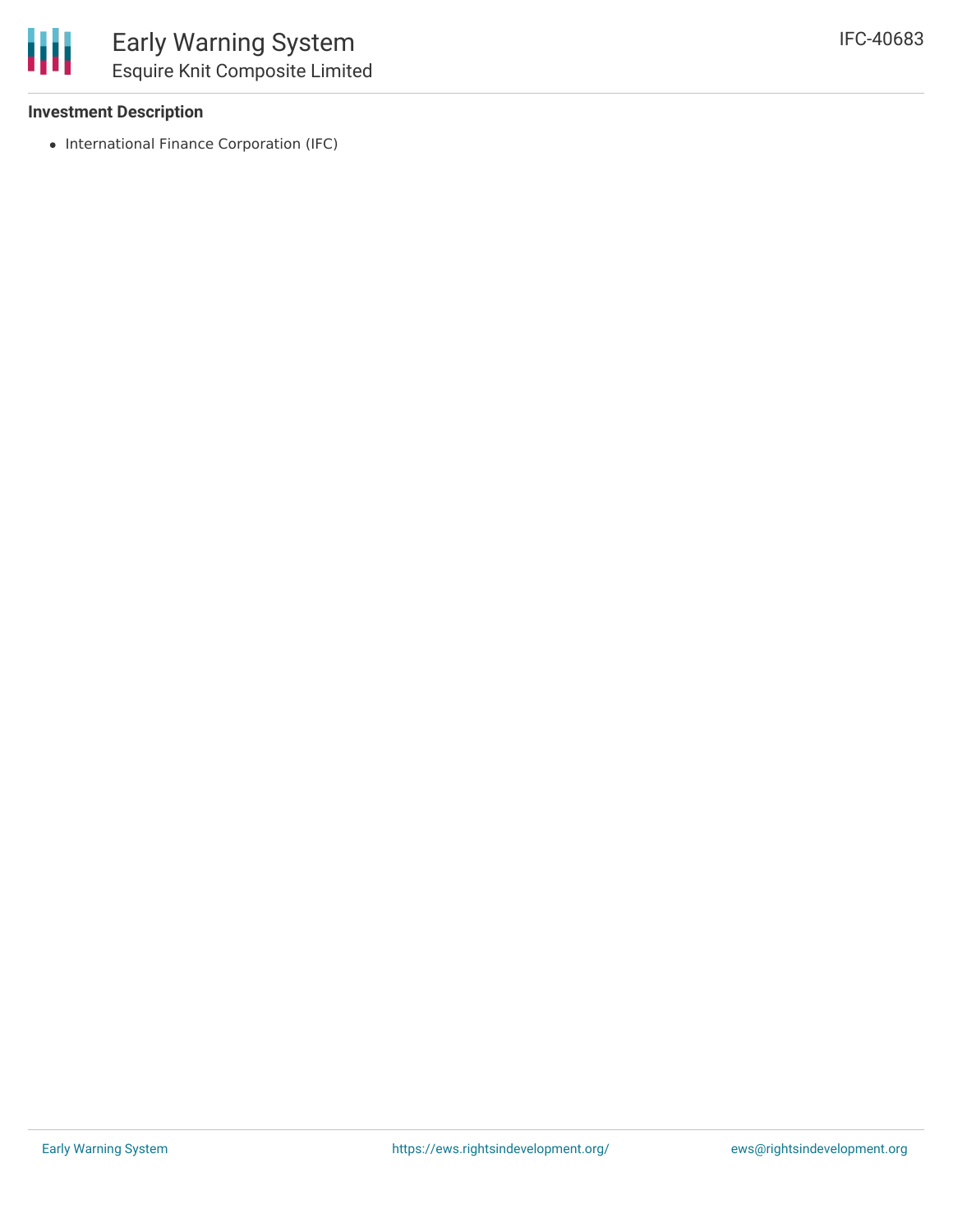### Investment Description

- International Finance Corporation (IFC)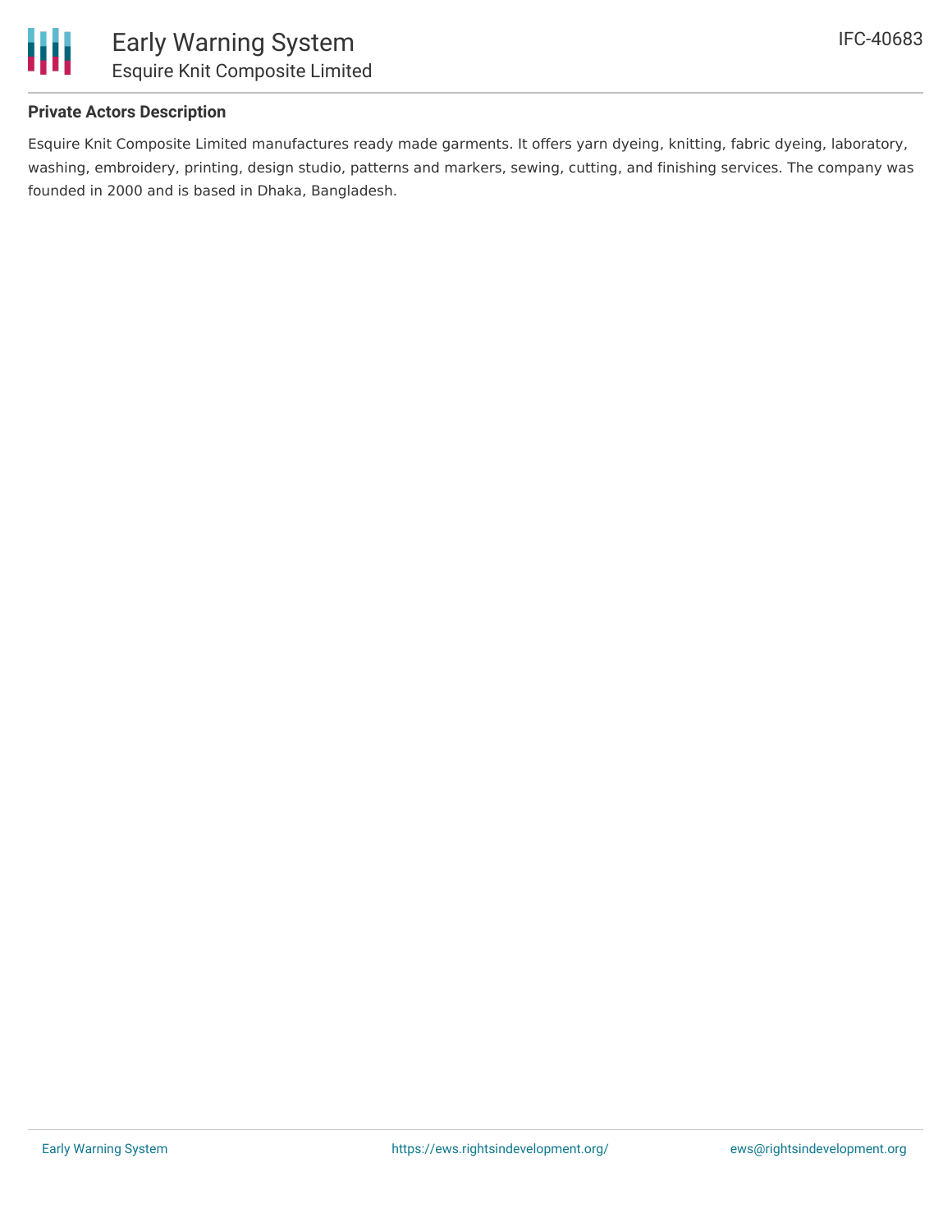### Private Actors Description

Esquire Knit Composite Limited manufactures ready made garments. It offers yarn dyeing, knitting, fabric dyeing, laboratory, washing, embroidery, printing, design studio, patterns and markers, sewing, cutting, and finishing services. The company was founded in 2000 and is based in Dhaka, Bangladesh.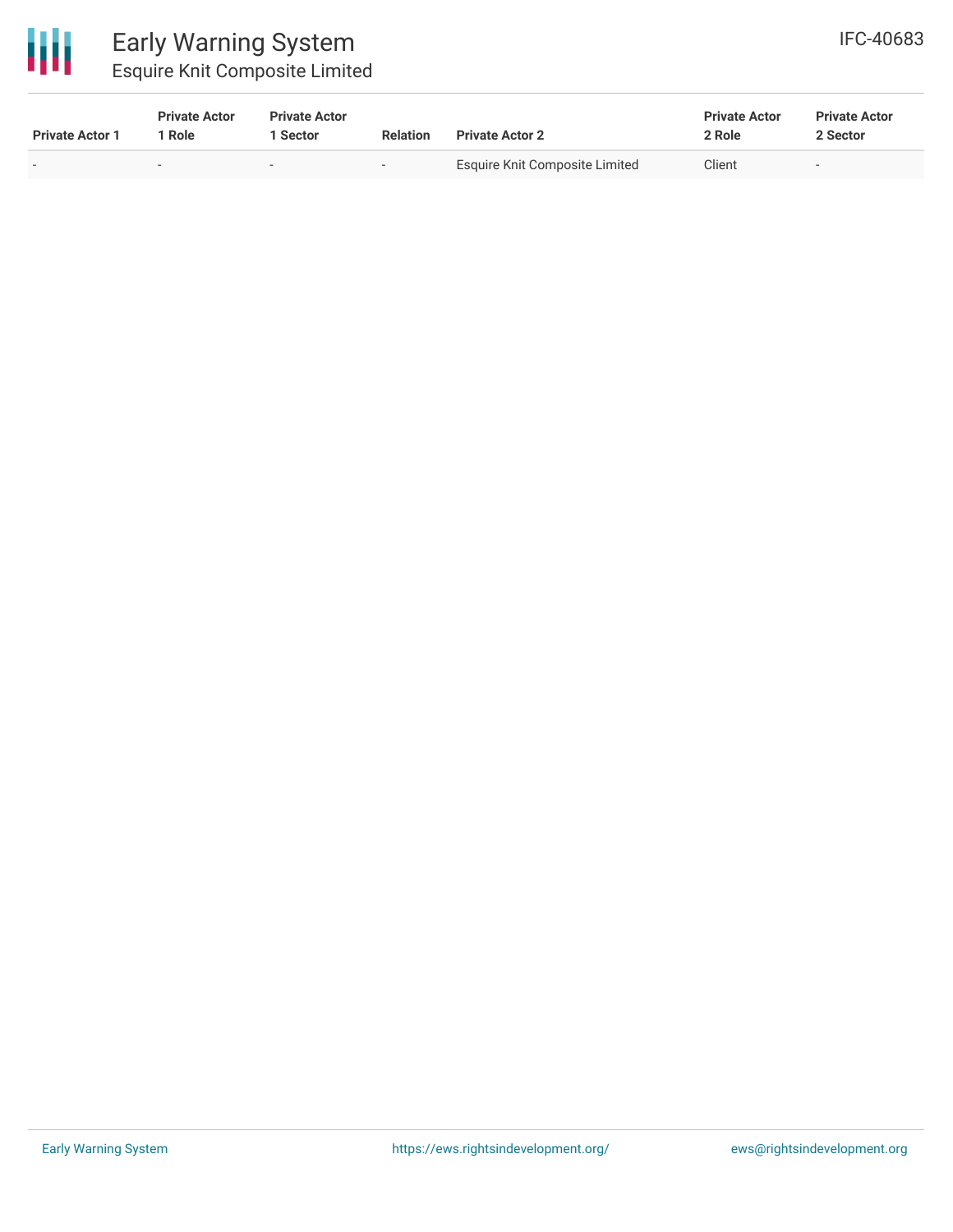| Private Actor 1 | Private Actor 1 Role | Private Actor 1 Sector | Relation | Private Actor 2 | Private Actor 2 Role | Private Actor 2 Sector |
|---|---|---|---|---|---|---|
| - | - | - | - | Esquire Knit Composite Limited | Client | - |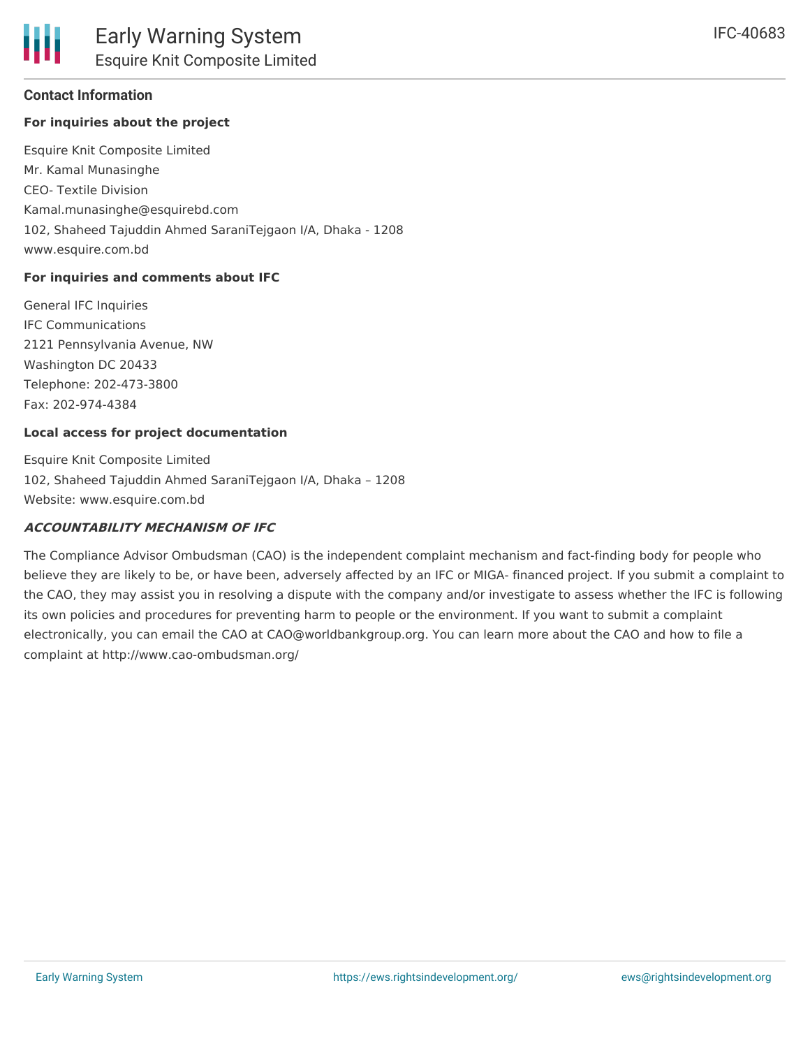## Contact Information

**For inquiries about the project**

Esquire Knit Composite Limited
Mr. Kamal Munasinghe
CEO- Textile Division
Kamal.munasinghe@esquirebd.com
102, Shaheed Tajuddin Ahmed SaraniTejgaon I/A, Dhaka - 1208
www.esquire.com.bd

**For inquiries and comments about IFC**

General IFC Inquiries
IFC Communications
2121 Pennsylvania Avenue, NW
Washington DC 20433
Telephone: 202-473-3800
Fax: 202-974-4384

**Local access for project documentation**

Esquire Knit Composite Limited
102, Shaheed Tajuddin Ahmed SaraniTejgaon I/A, Dhaka – 1208
Website: www.esquire.com.bd

***ACCOUNTABILITY MECHANISM OF IFC***

The Compliance Advisor Ombudsman (CAO) is the independent complaint mechanism and fact-finding body for people who believe they are likely to be, or have been, adversely affected by an IFC or MIGA- financed project. If you submit a complaint to the CAO, they may assist you in resolving a dispute with the company and/or investigate to assess whether the IFC is following its own policies and procedures for preventing harm to people or the environment. If you want to submit a complaint electronically, you can email the CAO at CAO@worldbankgroup.org. You can learn more about the CAO and how to file a complaint at http://www.cao-ombudsman.org/